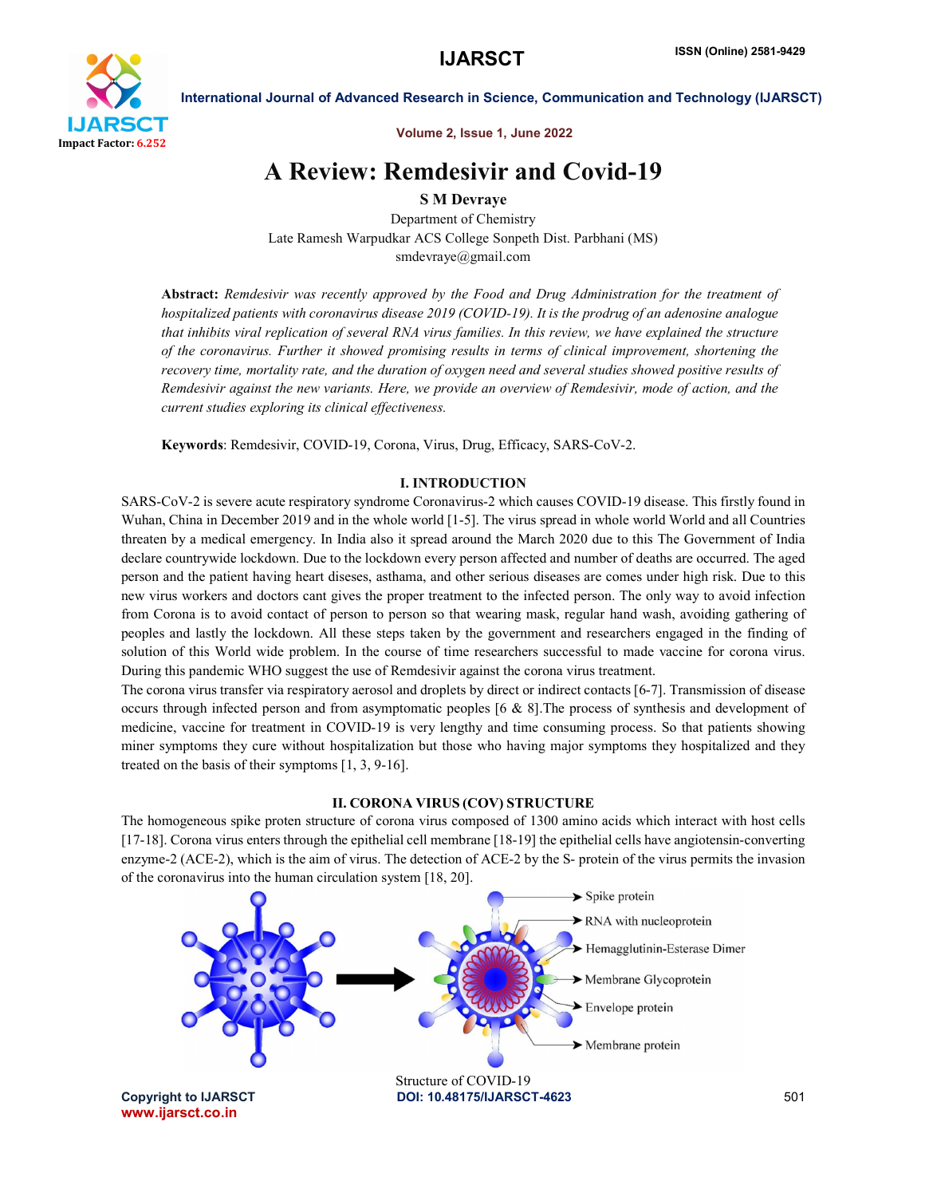# A Review: Remdesivir and Covid-19

**S M Devraye**

Department of Chemistry
Late Ramesh Warpudkar ACS College Sonpeth Dist. Parbhani (MS)
smdevraye@gmail.com

**Abstract:** *Remdesivir was recently approved by the Food and Drug Administration for the treatment of hospitalized patients with coronavirus disease 2019 (COVID-19). It is the prodrug of an adenosine analogue that inhibits viral replication of several RNA virus families. In this review, we have explained the structure of the coronavirus. Further it showed promising results in terms of clinical improvement, shortening the recovery time, mortality rate, and the duration of oxygen need and several studies showed positive results of Remdesivir against the new variants. Here, we provide an overview of Remdesivir, mode of action, and the current studies exploring its clinical effectiveness.*

**Keywords**: Remdesivir, COVID-19, Corona, Virus, Drug, Efficacy, SARS-CoV-2.

## I. INTRODUCTION

SARS-CoV-2 is severe acute respiratory syndrome Coronavirus-2 which causes COVID-19 disease. This firstly found in Wuhan, China in December 2019 and in the whole world [1-5]. The virus spread in whole world World and all Countries threaten by a medical emergency. In India also it spread around the March 2020 due to this The Government of India declare countrywide lockdown. Due to the lockdown every person affected and number of deaths are occurred. The aged person and the patient having heart diseses, asthama, and other serious diseases are comes under high risk. Due to this new virus workers and doctors cant gives the proper treatment to the infected person. The only way to avoid infection from Corona is to avoid contact of person to person so that wearing mask, regular hand wash, avoiding gathering of peoples and lastly the lockdown. All these steps taken by the government and researchers engaged in the finding of solution of this World wide problem. In the course of time researchers successful to made vaccine for corona virus. During this pandemic WHO suggest the use of Remdesivir against the corona virus treatment.

The corona virus transfer via respiratory aerosol and droplets by direct or indirect contacts [6-7]. Transmission of disease occurs through infected person and from asymptomatic peoples [6 & 8].The process of synthesis and development of medicine, vaccine for treatment in COVID-19 is very lengthy and time consuming process. So that patients showing miner symptoms they cure without hospitalization but those who having major symptoms they hospitalized and they treated on the basis of their symptoms [1, 3, 9-16].

## II. CORONA VIRUS (COV) STRUCTURE

The homogeneous spike proten structure of corona virus composed of 1300 amino acids which interact with host cells [17-18]. Corona virus enters through the epithelial cell membrane [18-19] the epithelial cells have angiotensin-converting enzyme-2 (ACE-2), which is the aim of virus. The detection of ACE-2 by the S- protein of the virus permits the invasion of the coronavirus into the human circulation system [18, 20].

Spike protein
RNA with nucleoprotein
Hemagglutinin-Esterase Dimer
Membrane Glycoprotein
Envelope protein
Membrane protein

Structure of COVID-19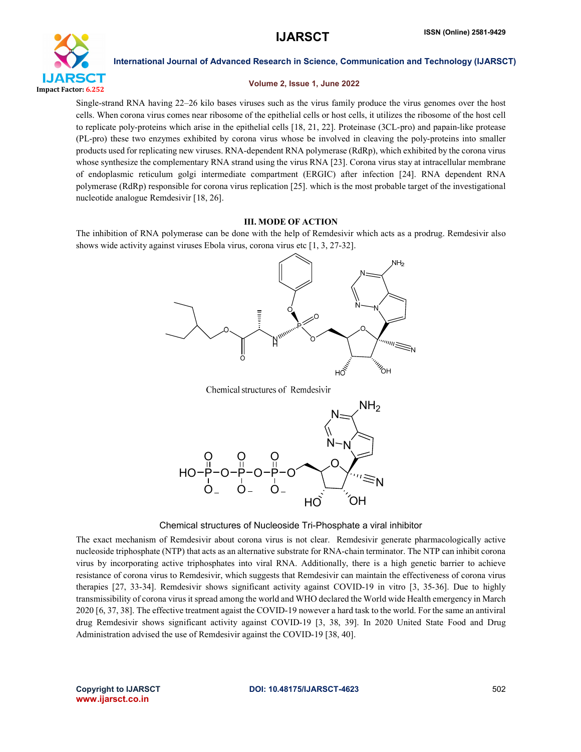Single-strand RNA having 22–26 kilo bases viruses such as the virus family produce the virus genomes over the host cells. When corona virus comes near ribosome of the epithelial cells or host cells, it utilizes the ribosome of the host cell to replicate poly-proteins which arise in the epithelial cells [18, 21, 22]. Proteinase (3CL-pro) and papain-like protease (PL-pro) these two enzymes exhibited by corona virus whose be involved in cleaving the poly-proteins into smaller products used for replicating new viruses. RNA-dependent RNA polymerase (RdRp), which exhibited by the corona virus whose synthesize the complementary RNA strand using the virus RNA [23]. Corona virus stay at intracellular membrane of endoplasmic reticulum golgi intermediate compartment (ERGIC) after infection [24]. RNA dependent RNA polymerase (RdRp) responsible for corona virus replication [25]. which is the most probable target of the investigational nucleotide analogue Remdesivir [18, 26].

## III. MODE OF ACTION

The inhibition of RNA polymerase can be done with the help of Remdesivir which acts as a prodrug. Remdesivir also shows wide activity against viruses Ebola virus, corona virus etc [1, 3, 27-32].

Chemical structures of Remdesivir

Chemical structures of Nucleoside Tri-Phosphate a viral inhibitor

The exact mechanism of Remdesivir about corona virus is not clear. Remdesivir generate pharmacologically active nucleoside triphosphate (NTP) that acts as an alternative substrate for RNA-chain terminator. The NTP can inhibit corona virus by incorporating active triphosphates into viral RNA. Additionally, there is a high genetic barrier to achieve resistance of corona virus to Remdesivir, which suggests that Remdesivir can maintain the effectiveness of corona virus therapies [27, 33-34]. Remdesivir shows significant activity against COVID-19 in vitro [3, 35-36]. Due to highly transmissibility of corona virus it spread among the world and WHO declared the World wide Health emergency in March 2020 [6, 37, 38]. The effective treatment agaist the COVID-19 nowever a hard task to the world. For the same an antiviral drug Remdesivir shows significant activity against COVID-19 [3, 38, 39]. In 2020 United State Food and Drug Administration advised the use of Remdesivir against the COVID-19 [38, 40].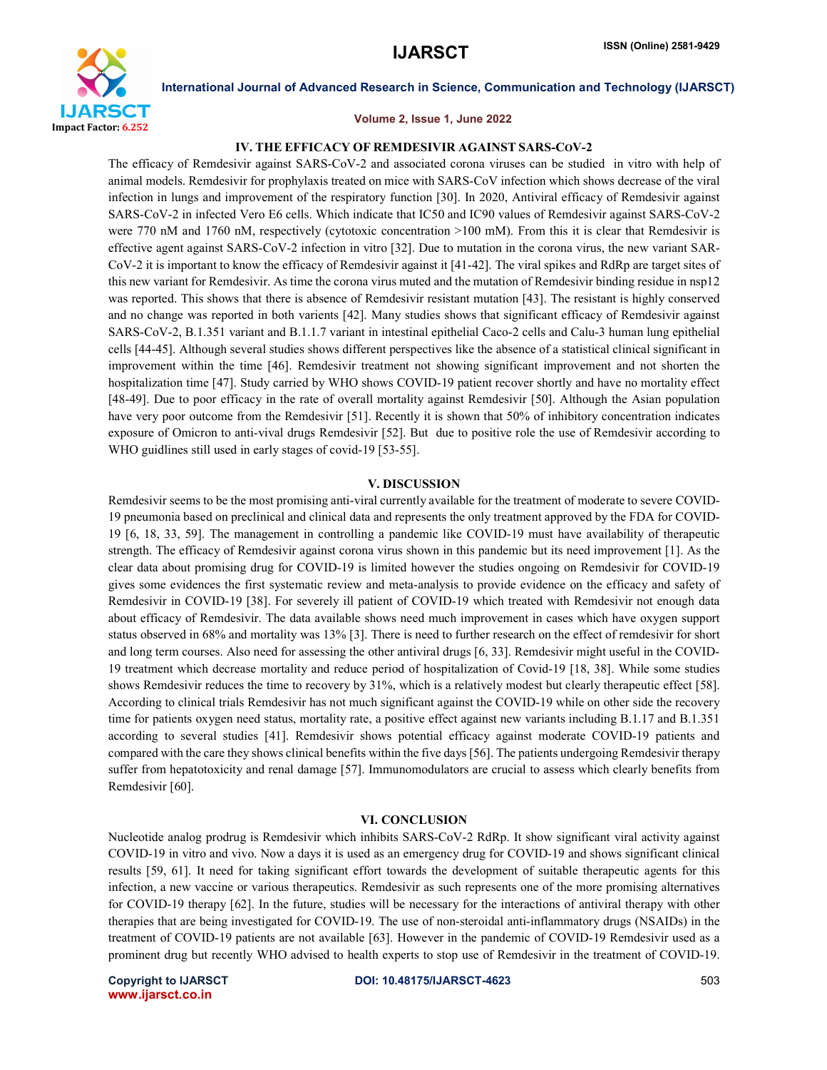## IV. THE EFFICACY OF REMDESIVIR AGAINST SARS-CoV-2

The efficacy of Remdesivir against SARS-CoV-2 and associated corona viruses can be studied in vitro with help of animal models. Remdesivir for prophylaxis treated on mice with SARS-CoV infection which shows decrease of the viral infection in lungs and improvement of the respiratory function [30]. In 2020, Antiviral efficacy of Remdesivir against SARS-CoV-2 in infected Vero E6 cells. Which indicate that IC50 and IC90 values of Remdesivir against SARS-CoV-2 were 770 nM and 1760 nM, respectively (cytotoxic concentration >100 mM). From this it is clear that Remdesivir is effective agent against SARS-CoV-2 infection in vitro [32]. Due to mutation in the corona virus, the new variant SAR-CoV-2 it is important to know the efficacy of Remdesivir against it [41-42]. The viral spikes and RdRp are target sites of this new variant for Remdesivir. As time the corona virus muted and the mutation of Remdesivir binding residue in nsp12 was reported. This shows that there is absence of Remdesivir resistant mutation [43]. The resistant is highly conserved and no change was reported in both varients [42]. Many studies shows that significant efficacy of Remdesivir against SARS-CoV-2, B.1.351 variant and B.1.1.7 variant in intestinal epithelial Caco-2 cells and Calu-3 human lung epithelial cells [44-45]. Although several studies shows different perspectives like the absence of a statistical clinical significant in improvement within the time [46]. Remdesivir treatment not showing significant improvement and not shorten the hospitalization time [47]. Study carried by WHO shows COVID-19 patient recover shortly and have no mortality effect [48-49]. Due to poor efficacy in the rate of overall mortality against Remdesivir [50]. Although the Asian population have very poor outcome from the Remdesivir [51]. Recently it is shown that 50% of inhibitory concentration indicates exposure of Omicron to anti-vival drugs Remdesivir [52]. But due to positive role the use of Remdesivir according to WHO guidlines still used in early stages of covid-19 [53-55].

## V. DISCUSSION

Remdesivir seems to be the most promising anti-viral currently available for the treatment of moderate to severe COVID-19 pneumonia based on preclinical and clinical data and represents the only treatment approved by the FDA for COVID-19 [6, 18, 33, 59]. The management in controlling a pandemic like COVID-19 must have availability of therapeutic strength. The efficacy of Remdesivir against corona virus shown in this pandemic but its need improvement [1]. As the clear data about promising drug for COVID-19 is limited however the studies ongoing on Remdesivir for COVID-19 gives some evidences the first systematic review and meta-analysis to provide evidence on the efficacy and safety of Remdesivir in COVID-19 [38]. For severely ill patient of COVID-19 which treated with Remdesivir not enough data about efficacy of Remdesivir. The data available shows need much improvement in cases which have oxygen support status observed in 68% and mortality was 13% [3]. There is need to further research on the effect of remdesivir for short and long term courses. Also need for assessing the other antiviral drugs [6, 33]. Remdesivir might useful in the COVID-19 treatment which decrease mortality and reduce period of hospitalization of Covid-19 [18, 38]. While some studies shows Remdesivir reduces the time to recovery by 31%, which is a relatively modest but clearly therapeutic effect [58]. According to clinical trials Remdesivir has not much significant against the COVID-19 while on other side the recovery time for patients oxygen need status, mortality rate, a positive effect against new variants including B.1.17 and B.1.351 according to several studies [41]. Remdesivir shows potential efficacy against moderate COVID-19 patients and compared with the care they shows clinical benefits within the five days [56]. The patients undergoing Remdesivir therapy suffer from hepatotoxicity and renal damage [57]. Immunomodulators are crucial to assess which clearly benefits from Remdesivir [60].

## VI. CONCLUSION

Nucleotide analog prodrug is Remdesivir which inhibits SARS-CoV-2 RdRp. It show significant viral activity against COVID-19 in vitro and vivo. Now a days it is used as an emergency drug for COVID-19 and shows significant clinical results [59, 61]. It need for taking significant effort towards the development of suitable therapeutic agents for this infection, a new vaccine or various therapeutics. Remdesivir as such represents one of the more promising alternatives for COVID-19 therapy [62]. In the future, studies will be necessary for the interactions of antiviral therapy with other therapies that are being investigated for COVID-19. The use of non-steroidal anti-inflammatory drugs (NSAIDs) in the treatment of COVID-19 patients are not available [63]. However in the pandemic of COVID-19 Remdesivir used as a prominent drug but recently WHO advised to health experts to stop use of Remdesivir in the treatment of COVID-19.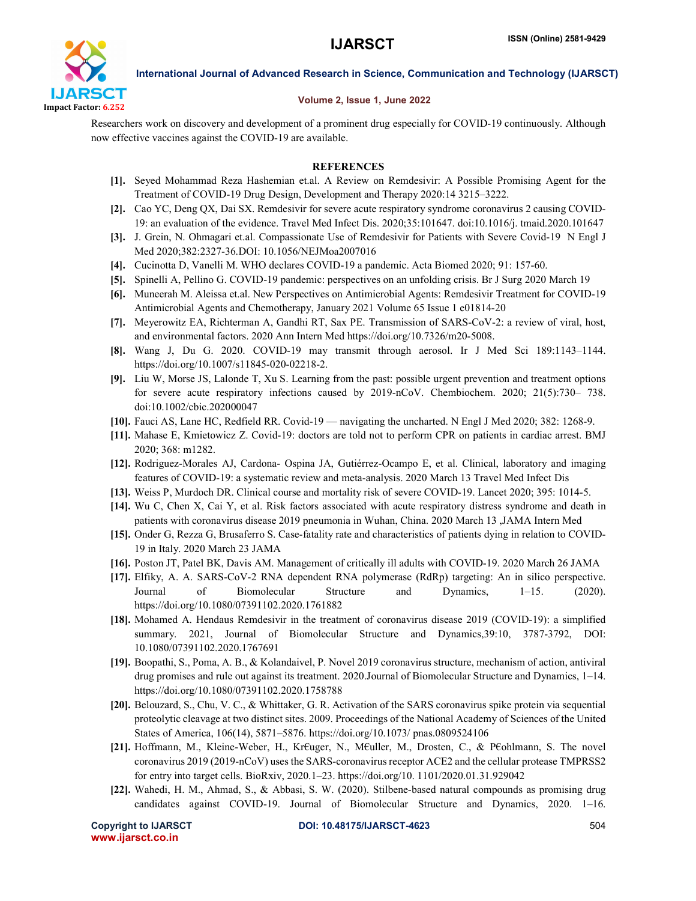Researchers work on discovery and development of a prominent drug especially for COVID-19 continuously. Although now effective vaccines against the COVID-19 are available.

## REFERENCES

- **[1].** Seyed Mohammad Reza Hashemian et.al. A Review on Remdesivir: A Possible Promising Agent for the Treatment of COVID-19 Drug Design, Development and Therapy 2020:14 3215–3222.
- **[2].** Cao YC, Deng QX, Dai SX. Remdesivir for severe acute respiratory syndrome coronavirus 2 causing COVID-19: an evaluation of the evidence. Travel Med Infect Dis. 2020;35:101647. doi:10.1016/j. tmaid.2020.101647
- **[3].** J. Grein, N. Ohmagari et.al. Compassionate Use of Remdesivir for Patients with Severe Covid-19 N Engl J Med 2020;382:2327-36.DOI: 10.1056/NEJMoa2007016
- **[4].** Cucinotta D, Vanelli M. WHO declares COVID-19 a pandemic. Acta Biomed 2020; 91: 157-60.
- **[5].** Spinelli A, Pellino G. COVID-19 pandemic: perspectives on an unfolding crisis. Br J Surg 2020 March 19
- **[6].** Muneerah M. Aleissa et.al. New Perspectives on Antimicrobial Agents: Remdesivir Treatment for COVID-19 Antimicrobial Agents and Chemotherapy, January 2021 Volume 65 Issue 1 e01814-20
- **[7].** Meyerowitz EA, Richterman A, Gandhi RT, Sax PE. Transmission of SARS-CoV-2: a review of viral, host, and environmental factors. 2020 Ann Intern Med https://doi.org/10.7326/m20-5008.
- **[8].** Wang J, Du G. 2020. COVID-19 may transmit through aerosol. Ir J Med Sci 189:1143–1144. https://doi.org/10.1007/s11845-020-02218-2.
- **[9].** Liu W, Morse JS, Lalonde T, Xu S. Learning from the past: possible urgent prevention and treatment options for severe acute respiratory infections caused by 2019-nCoV. Chembiochem. 2020; 21(5):730– 738. doi:10.1002/cbic.202000047
- **[10].** Fauci AS, Lane HC, Redfield RR. Covid-19 — navigating the uncharted. N Engl J Med 2020; 382: 1268-9.
- **[11].** Mahase E, Kmietowicz Z. Covid-19: doctors are told not to perform CPR on patients in cardiac arrest. BMJ 2020; 368: m1282.
- **[12].** Rodriguez-Morales AJ, Cardona- Ospina JA, Gutiérrez-Ocampo E, et al. Clinical, laboratory and imaging features of COVID-19: a systematic review and meta-analysis. 2020 March 13 Travel Med Infect Dis
- **[13].** Weiss P, Murdoch DR. Clinical course and mortality risk of severe COVID-19. Lancet 2020; 395: 1014-5.
- **[14].** Wu C, Chen X, Cai Y, et al. Risk factors associated with acute respiratory distress syndrome and death in patients with coronavirus disease 2019 pneumonia in Wuhan, China. 2020 March 13 ,JAMA Intern Med
- **[15].** Onder G, Rezza G, Brusaferro S. Case-fatality rate and characteristics of patients dying in relation to COVID-19 in Italy. 2020 March 23 JAMA
- **[16].** Poston JT, Patel BK, Davis AM. Management of critically ill adults with COVID-19. 2020 March 26 JAMA
- **[17].** Elfiky, A. A. SARS-CoV-2 RNA dependent RNA polymerase (RdRp) targeting: An in silico perspective. Journal of Biomolecular Structure and Dynamics, 1–15. (2020). https://doi.org/10.1080/07391102.2020.1761882
- **[18].** Mohamed A. Hendaus Remdesivir in the treatment of coronavirus disease 2019 (COVID-19): a simplified summary. 2021, Journal of Biomolecular Structure and Dynamics,39:10, 3787-3792, DOI: 10.1080/07391102.2020.1767691
- **[19].** Boopathi, S., Poma, A. B., & Kolandaivel, P. Novel 2019 coronavirus structure, mechanism of action, antiviral drug promises and rule out against its treatment. 2020.Journal of Biomolecular Structure and Dynamics, 1–14. https://doi.org/10.1080/07391102.2020.1758788
- **[20].** Belouzard, S., Chu, V. C., & Whittaker, G. R. Activation of the SARS coronavirus spike protein via sequential proteolytic cleavage at two distinct sites. 2009. Proceedings of the National Academy of Sciences of the United States of America, 106(14), 5871–5876. https://doi.org/10.1073/ pnas.0809524106
- **[21].** Hoffmann, M., Kleine-Weber, H., Kr€uger, N., M€uller, M., Drosten, C., & P€ohlmann, S. The novel coronavirus 2019 (2019-nCoV) uses the SARS-coronavirus receptor ACE2 and the cellular protease TMPRSS2 for entry into target cells. BioRxiv, 2020.1–23. https://doi.org/10. 1101/2020.01.31.929042
- **[22].** Wahedi, H. M., Ahmad, S., & Abbasi, S. W. (2020). Stilbene-based natural compounds as promising drug candidates against COVID-19. Journal of Biomolecular Structure and Dynamics, 2020. 1–16.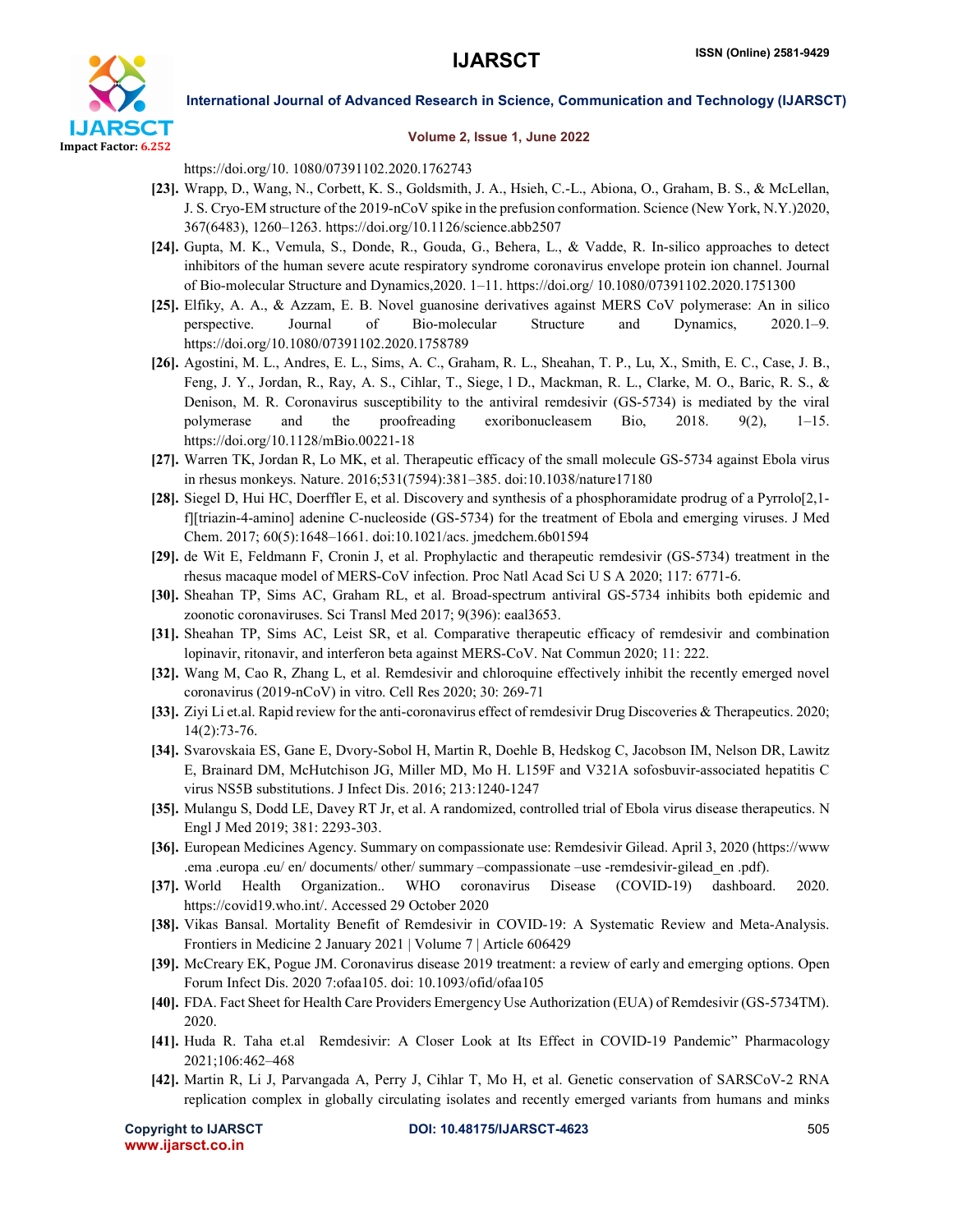https://doi.org/10. 1080/07391102.2020.1762743

**[23].** Wrapp, D., Wang, N., Corbett, K. S., Goldsmith, J. A., Hsieh, C.-L., Abiona, O., Graham, B. S., & McLellan, J. S. Cryo-EM structure of the 2019-nCoV spike in the prefusion conformation. Science (New York, N.Y.)2020, 367(6483), 1260–1263. https://doi.org/10.1126/science.abb2507

**[24].** Gupta, M. K., Vemula, S., Donde, R., Gouda, G., Behera, L., & Vadde, R. In-silico approaches to detect inhibitors of the human severe acute respiratory syndrome coronavirus envelope protein ion channel. Journal of Bio-molecular Structure and Dynamics,2020. 1–11. https://doi.org/ 10.1080/07391102.2020.1751300

**[25].** Elfiky, A. A., & Azzam, E. B. Novel guanosine derivatives against MERS CoV polymerase: An in silico perspective. Journal of Bio-molecular Structure and Dynamics, 2020.1–9. https://doi.org/10.1080/07391102.2020.1758789

**[26].** Agostini, M. L., Andres, E. L., Sims, A. C., Graham, R. L., Sheahan, T. P., Lu, X., Smith, E. C., Case, J. B., Feng, J. Y., Jordan, R., Ray, A. S., Cihlar, T., Siege, l D., Mackman, R. L., Clarke, M. O., Baric, R. S., & Denison, M. R. Coronavirus susceptibility to the antiviral remdesivir (GS-5734) is mediated by the viral polymerase and the proofreading exoribonucleasem Bio, 2018. 9(2), 1–15. https://doi.org/10.1128/mBio.00221-18

**[27].** Warren TK, Jordan R, Lo MK, et al. Therapeutic efficacy of the small molecule GS-5734 against Ebola virus in rhesus monkeys. Nature. 2016;531(7594):381–385. doi:10.1038/nature17180

**[28].** Siegel D, Hui HC, Doerffler E, et al. Discovery and synthesis of a phosphoramidate prodrug of a Pyrrolo[2,1-f][triazin-4-amino] adenine C-nucleoside (GS-5734) for the treatment of Ebola and emerging viruses. J Med Chem. 2017; 60(5):1648–1661. doi:10.1021/acs. jmedchem.6b01594

**[29].** de Wit E, Feldmann F, Cronin J, et al. Prophylactic and therapeutic remdesivir (GS-5734) treatment in the rhesus macaque model of MERS-CoV infection. Proc Natl Acad Sci U S A 2020; 117: 6771-6.

**[30].** Sheahan TP, Sims AC, Graham RL, et al. Broad-spectrum antiviral GS-5734 inhibits both epidemic and zoonotic coronaviruses. Sci Transl Med 2017; 9(396): eaal3653.

**[31].** Sheahan TP, Sims AC, Leist SR, et al. Comparative therapeutic efficacy of remdesivir and combination lopinavir, ritonavir, and interferon beta against MERS-CoV. Nat Commun 2020; 11: 222.

**[32].** Wang M, Cao R, Zhang L, et al. Remdesivir and chloroquine effectively inhibit the recently emerged novel coronavirus (2019-nCoV) in vitro. Cell Res 2020; 30: 269-71

**[33].** Ziyi Li et.al. Rapid review for the anti-coronavirus effect of remdesivir Drug Discoveries & Therapeutics. 2020; 14(2):73-76.

**[34].** Svarovskaia ES, Gane E, Dvory-Sobol H, Martin R, Doehle B, Hedskog C, Jacobson IM, Nelson DR, Lawitz E, Brainard DM, McHutchison JG, Miller MD, Mo H. L159F and V321A sofosbuvir-associated hepatitis C virus NS5B substitutions. J Infect Dis. 2016; 213:1240-1247

**[35].** Mulangu S, Dodd LE, Davey RT Jr, et al. A randomized, controlled trial of Ebola virus disease therapeutics. N Engl J Med 2019; 381: 2293-303.

**[36].** European Medicines Agency. Summary on compassionate use: Remdesivir Gilead. April 3, 2020 (https://www .ema .europa .eu/ en/ documents/ other/ summary –compassionate –use -remdesivir-gilead_en .pdf).

**[37].** World Health Organization.. WHO coronavirus Disease (COVID-19) dashboard. 2020. https://covid19.who.int/. Accessed 29 October 2020

**[38].** Vikas Bansal. Mortality Benefit of Remdesivir in COVID-19: A Systematic Review and Meta-Analysis. Frontiers in Medicine 2 January 2021 | Volume 7 | Article 606429

**[39].** McCreary EK, Pogue JM. Coronavirus disease 2019 treatment: a review of early and emerging options. Open Forum Infect Dis. 2020 7:ofaa105. doi: 10.1093/ofid/ofaa105

**[40].** FDA. Fact Sheet for Health Care Providers Emergency Use Authorization (EUA) of Remdesivir (GS-5734TM). 2020.

**[41].** Huda R. Taha et.al Remdesivir: A Closer Look at Its Effect in COVID-19 Pandemic" Pharmacology 2021;106:462–468

**[42].** Martin R, Li J, Parvangada A, Perry J, Cihlar T, Mo H, et al. Genetic conservation of SARSCoV-2 RNA replication complex in globally circulating isolates and recently emerged variants from humans and minks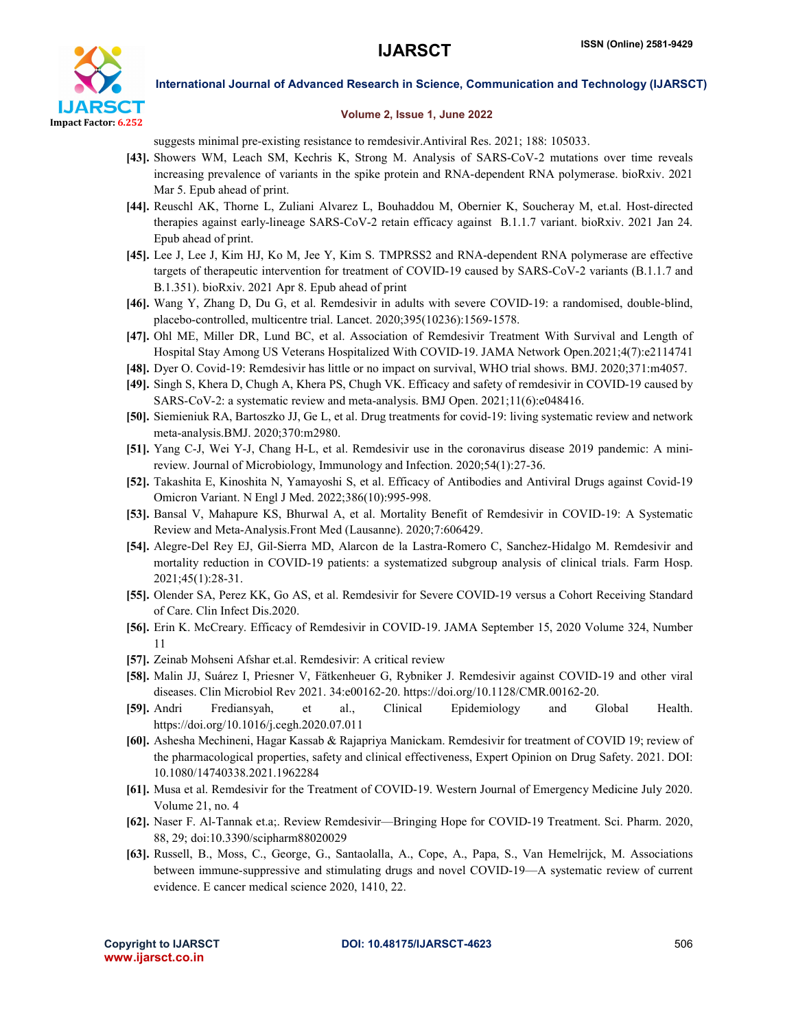suggests minimal pre-existing resistance to remdesivir.Antiviral Res. 2021; 188: 105033.

[43]. Showers WM, Leach SM, Kechris K, Strong M. Analysis of SARS-CoV-2 mutations over time reveals increasing prevalence of variants in the spike protein and RNA-dependent RNA polymerase. bioRxiv. 2021 Mar 5. Epub ahead of print.

[44]. Reuschl AK, Thorne L, Zuliani Alvarez L, Bouhaddou M, Obernier K, Soucheray M, et.al. Host-directed therapies against early-lineage SARS-CoV-2 retain efficacy against B.1.1.7 variant. bioRxiv. 2021 Jan 24. Epub ahead of print.

[45]. Lee J, Lee J, Kim HJ, Ko M, Jee Y, Kim S. TMPRSS2 and RNA-dependent RNA polymerase are effective targets of therapeutic intervention for treatment of COVID-19 caused by SARS-CoV-2 variants (B.1.1.7 and B.1.351). bioRxiv. 2021 Apr 8. Epub ahead of print

[46]. Wang Y, Zhang D, Du G, et al. Remdesivir in adults with severe COVID-19: a randomised, double-blind, placebo-controlled, multicentre trial. Lancet. 2020;395(10236):1569-1578.

[47]. Ohl ME, Miller DR, Lund BC, et al. Association of Remdesivir Treatment With Survival and Length of Hospital Stay Among US Veterans Hospitalized With COVID-19. JAMA Network Open.2021;4(7):e2114741

[48]. Dyer O. Covid-19: Remdesivir has little or no impact on survival, WHO trial shows. BMJ. 2020;371:m4057.

[49]. Singh S, Khera D, Chugh A, Khera PS, Chugh VK. Efficacy and safety of remdesivir in COVID-19 caused by SARS-CoV-2: a systematic review and meta-analysis. BMJ Open. 2021;11(6):e048416.

[50]. Siemieniuk RA, Bartoszko JJ, Ge L, et al. Drug treatments for covid-19: living systematic review and network meta-analysis.BMJ. 2020;370:m2980.

[51]. Yang C-J, Wei Y-J, Chang H-L, et al. Remdesivir use in the coronavirus disease 2019 pandemic: A mini-review. Journal of Microbiology, Immunology and Infection. 2020;54(1):27-36.

[52]. Takashita E, Kinoshita N, Yamayoshi S, et al. Efficacy of Antibodies and Antiviral Drugs against Covid-19 Omicron Variant. N Engl J Med. 2022;386(10):995-998.

[53]. Bansal V, Mahapure KS, Bhurwal A, et al. Mortality Benefit of Remdesivir in COVID-19: A Systematic Review and Meta-Analysis.Front Med (Lausanne). 2020;7:606429.

[54]. Alegre-Del Rey EJ, Gil-Sierra MD, Alarcon de la Lastra-Romero C, Sanchez-Hidalgo M. Remdesivir and mortality reduction in COVID-19 patients: a systematized subgroup analysis of clinical trials. Farm Hosp. 2021;45(1):28-31.

[55]. Olender SA, Perez KK, Go AS, et al. Remdesivir for Severe COVID-19 versus a Cohort Receiving Standard of Care. Clin Infect Dis.2020.

[56]. Erin K. McCreary. Efficacy of Remdesivir in COVID-19. JAMA September 15, 2020 Volume 324, Number 11

[57]. Zeinab Mohseni Afshar et.al. Remdesivir: A critical review

[58]. Malin JJ, Suárez I, Priesner V, Fätkenheuer G, Rybniker J. Remdesivir against COVID-19 and other viral diseases. Clin Microbiol Rev 2021. 34:e00162-20. https://doi.org/10.1128/CMR.00162-20.

[59]. Andri Frediansyah, et al., Clinical Epidemiology and Global Health. https://doi.org/10.1016/j.cegh.2020.07.011

[60]. Ashesha Mechineni, Hagar Kassab & Rajapriya Manickam. Remdesivir for treatment of COVID 19; review of the pharmacological properties, safety and clinical effectiveness, Expert Opinion on Drug Safety. 2021. DOI: 10.1080/14740338.2021.1962284

[61]. Musa et al. Remdesivir for the Treatment of COVID-19. Western Journal of Emergency Medicine July 2020. Volume 21, no. 4

[62]. Naser F. Al-Tannak et.a;. Review Remdesivir—Bringing Hope for COVID-19 Treatment. Sci. Pharm. 2020, 88, 29; doi:10.3390/scipharm88020029

[63]. Russell, B., Moss, C., George, G., Santaolalla, A., Cope, A., Papa, S., Van Hemelrijck, M. Associations between immune-suppressive and stimulating drugs and novel COVID-19—A systematic review of current evidence. E cancer medical science 2020, 1410, 22.